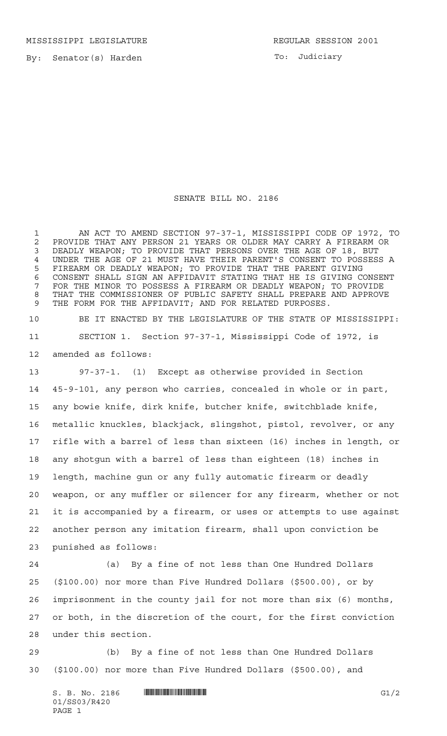MISSISSIPPI LEGISLATURE REGULAR SESSION 2001

By: Senator(s) Harden

To: Judiciary

# SENATE BILL NO. 2186

AN ACT TO AMEND SECTION 97-37-1, MISSISSIPPI CODE OF 1972, TO PROVIDE THAT ANY PERSON 21 YEARS OR OLDER MAY CARRY A FIREARM OR DEADLY WEAPON; TO PROVIDE THAT PERSONS OVER THE AGE OF 18, BUT UNDER THE AGE OF 21 MUST HAVE THEIR PARENT'S CONSENT TO POSSESS A FIREARM OR DEADLY WEAPON; TO PROVIDE THAT THE PARENT GIVING CONSENT SHALL SIGN AN AFFIDAVIT STATING THAT HE IS GIVING CONSENT FOR THE MINOR TO POSSESS A FIREARM OR DEADLY WEAPON; TO PROVIDE THAT THE COMMISSIONER OF PUBLIC SAFETY SHALL PREPARE AND APPROVE THE FORM FOR THE AFFIDAVIT; AND FOR RELATED PURPOSES.

BE IT ENACTED BY THE LEGISLATURE OF THE STATE OF MISSISSIPPI:

SECTION 1. Section 97-37-1, Mississippi Code of 1972, is amended as follows:

97-37-1. (1) Except as otherwise provided in Section 45-9-101, any person who carries, concealed in whole or in part, any bowie knife, dirk knife, butcher knife, switchblade knife, metallic knuckles, blackjack, slingshot, pistol, revolver, or any rifle with a barrel of less than sixteen (16) inches in length, or any shotgun with a barrel of less than eighteen (18) inches in length, machine gun or any fully automatic firearm or deadly weapon, or any muffler or silencer for any firearm, whether or not it is accompanied by a firearm, or uses or attempts to use against another person any imitation firearm, shall upon conviction be punished as follows:

(a) By a fine of not less than One Hundred Dollars ($100.00) nor more than Five Hundred Dollars ($500.00), or by imprisonment in the county jail for not more than six (6) months, or both, in the discretion of the court, for the first conviction under this section.

(b) By a fine of not less than One Hundred Dollars ($100.00) nor more than Five Hundred Dollars ($500.00), and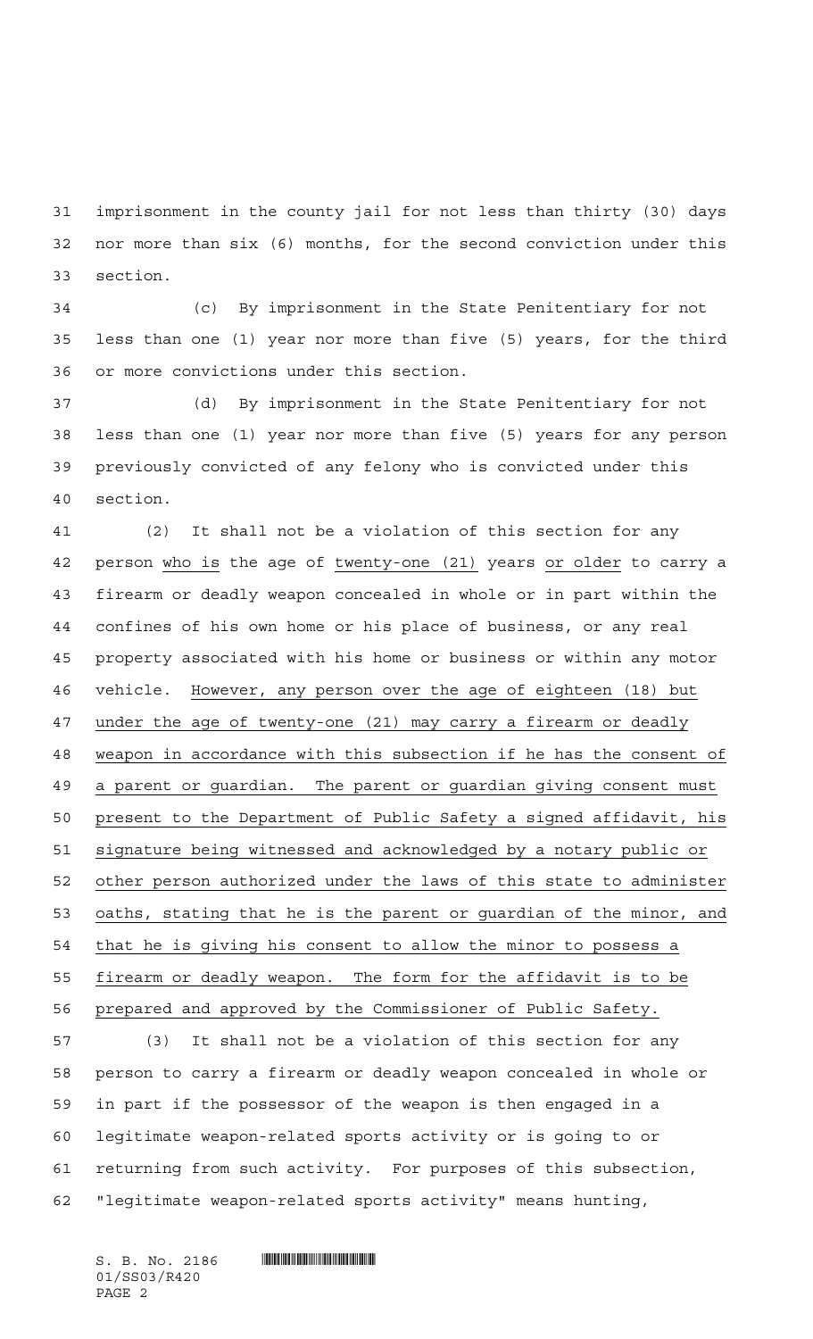imprisonment in the county jail for not less than thirty (30) days nor more than six (6) months, for the second conviction under this section.

(c) By imprisonment in the State Penitentiary for not less than one (1) year nor more than five (5) years, for the third or more convictions under this section.

(d) By imprisonment in the State Penitentiary for not less than one (1) year nor more than five (5) years for any person previously convicted of any felony who is convicted under this section.

(2) It shall not be a violation of this section for any person who is the age of twenty-one (21) years or older to carry a firearm or deadly weapon concealed in whole or in part within the confines of his own home or his place of business, or any real property associated with his home or business or within any motor vehicle. However, any person over the age of eighteen (18) but under the age of twenty-one (21) may carry a firearm or deadly weapon in accordance with this subsection if he has the consent of a parent or guardian. The parent or guardian giving consent must present to the Department of Public Safety a signed affidavit, his signature being witnessed and acknowledged by a notary public or other person authorized under the laws of this state to administer oaths, stating that he is the parent or guardian of the minor, and that he is giving his consent to allow the minor to possess a firearm or deadly weapon. The form for the affidavit is to be prepared and approved by the Commissioner of Public Safety.

(3) It shall not be a violation of this section for any person to carry a firearm or deadly weapon concealed in whole or in part if the possessor of the weapon is then engaged in a legitimate weapon-related sports activity or is going to or returning from such activity. For purposes of this subsection, "legitimate weapon-related sports activity" means hunting,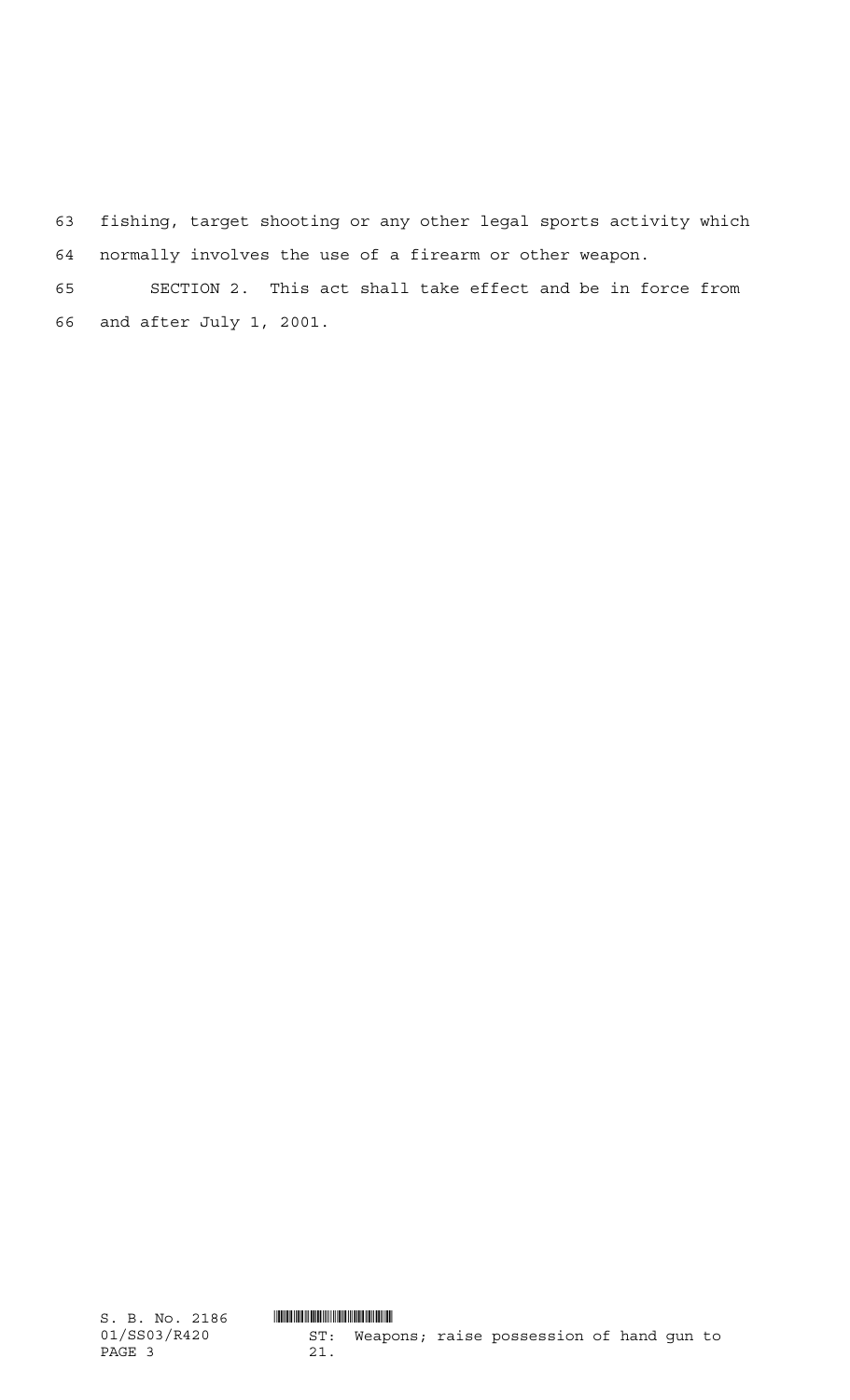63 fishing, target shooting or any other legal sports activity which
64 normally involves the use of a firearm or other weapon.

65 SECTION 2. This act shall take effect and be in force from
66 and after July 1, 2001.

S. B. No. 2186
01/SS03/R420
ST: Weapons; raise possession of hand gun to 21.